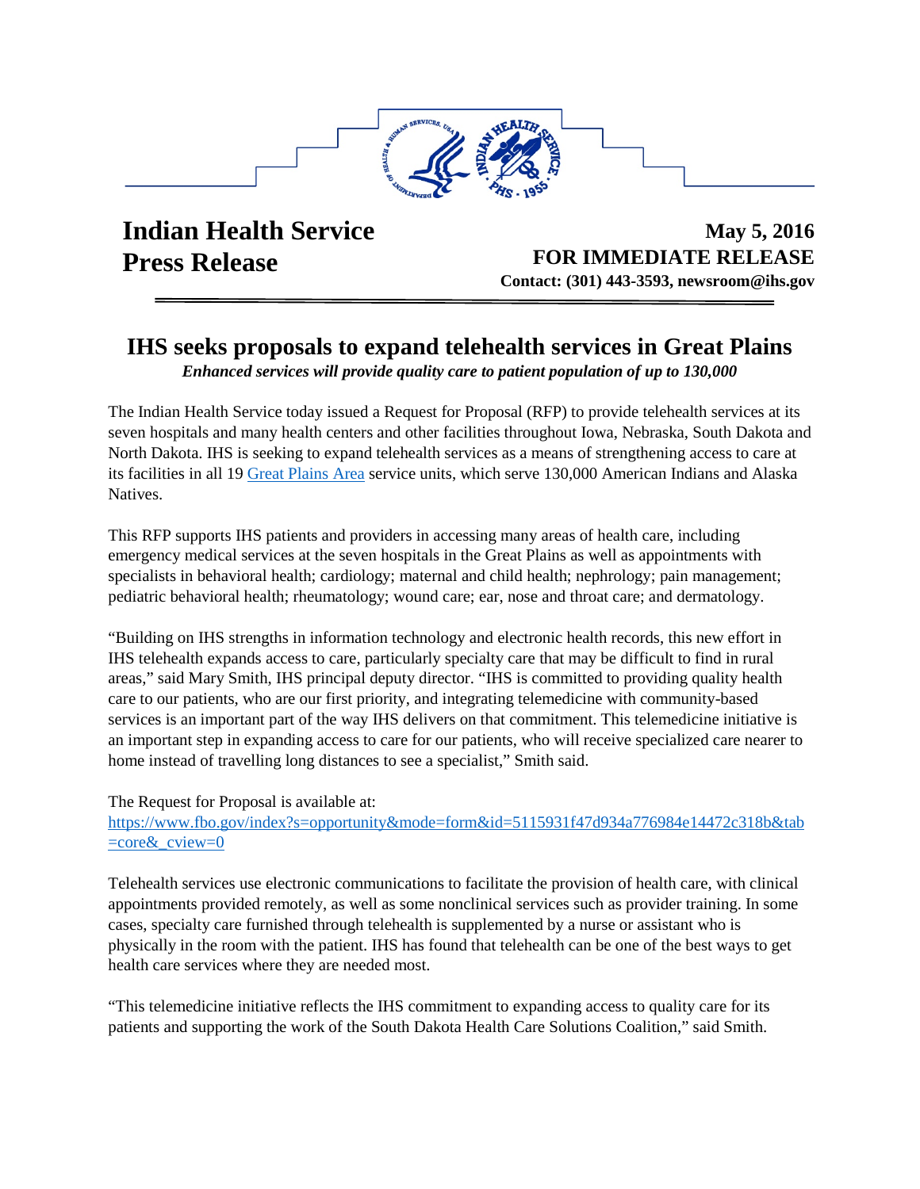**Indian Health Service**
**Press Release**

**May 5, 2016**
**FOR IMMEDIATE RELEASE**
**Contact: (301) 443-3593, newsroom@ihs.gov**

# IHS seeks proposals to expand telehealth services in Great Plains

***Enhanced services will provide quality care to patient population of up to 130,000***

The Indian Health Service today issued a Request for Proposal (RFP) to provide telehealth services at its seven hospitals and many health centers and other facilities throughout Iowa, Nebraska, South Dakota and North Dakota. IHS is seeking to expand telehealth services as a means of strengthening access to care at its facilities in all 19 Great Plains Area service units, which serve 130,000 American Indians and Alaska Natives.

This RFP supports IHS patients and providers in accessing many areas of health care, including emergency medical services at the seven hospitals in the Great Plains as well as appointments with specialists in behavioral health; cardiology; maternal and child health; nephrology; pain management; pediatric behavioral health; rheumatology; wound care; ear, nose and throat care; and dermatology.

"Building on IHS strengths in information technology and electronic health records, this new effort in IHS telehealth expands access to care, particularly specialty care that may be difficult to find in rural areas," said Mary Smith, IHS principal deputy director. "IHS is committed to providing quality health care to our patients, who are our first priority, and integrating telemedicine with community-based services is an important part of the way IHS delivers on that commitment. This telemedicine initiative is an important step in expanding access to care for our patients, who will receive specialized care nearer to home instead of travelling long distances to see a specialist," Smith said.

The Request for Proposal is available at:
https://www.fbo.gov/index?s=opportunity&mode=form&id=5115931f47d934a776984e14472c318b&tab=core&_cview=0

Telehealth services use electronic communications to facilitate the provision of health care, with clinical appointments provided remotely, as well as some nonclinical services such as provider training. In some cases, specialty care furnished through telehealth is supplemented by a nurse or assistant who is physically in the room with the patient. IHS has found that telehealth can be one of the best ways to get health care services where they are needed most.

"This telemedicine initiative reflects the IHS commitment to expanding access to quality care for its patients and supporting the work of the South Dakota Health Care Solutions Coalition," said Smith.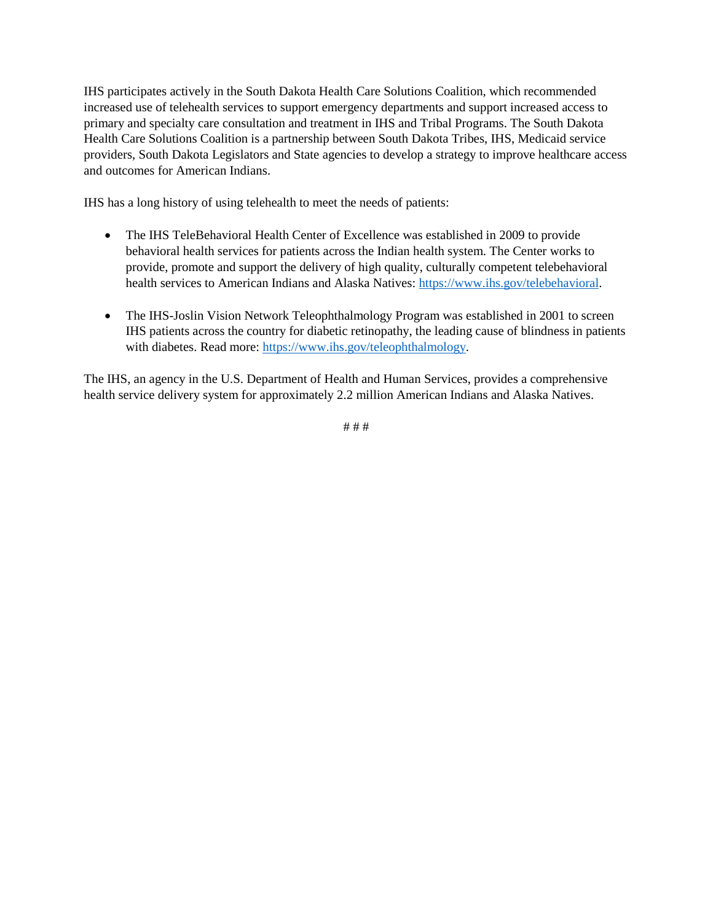IHS participates actively in the South Dakota Health Care Solutions Coalition, which recommended increased use of telehealth services to support emergency departments and support increased access to primary and specialty care consultation and treatment in IHS and Tribal Programs. The South Dakota Health Care Solutions Coalition is a partnership between South Dakota Tribes, IHS, Medicaid service providers, South Dakota Legislators and State agencies to develop a strategy to improve healthcare access and outcomes for American Indians.

IHS has a long history of using telehealth to meet the needs of patients:

- The IHS TeleBehavioral Health Center of Excellence was established in 2009 to provide behavioral health services for patients across the Indian health system. The Center works to provide, promote and support the delivery of high quality, culturally competent telebehavioral health services to American Indians and Alaska Natives: [https://www.ihs.gov/telebehavioral](https://www.ihs.gov/telebehavioral).

- The IHS-Joslin Vision Network Teleophthalmology Program was established in 2001 to screen IHS patients across the country for diabetic retinopathy, the leading cause of blindness in patients with diabetes. Read more: [https://www.ihs.gov/teleophthalmology](https://www.ihs.gov/teleophthalmology).

The IHS, an agency in the U.S. Department of Health and Human Services, provides a comprehensive health service delivery system for approximately 2.2 million American Indians and Alaska Natives.

# # #